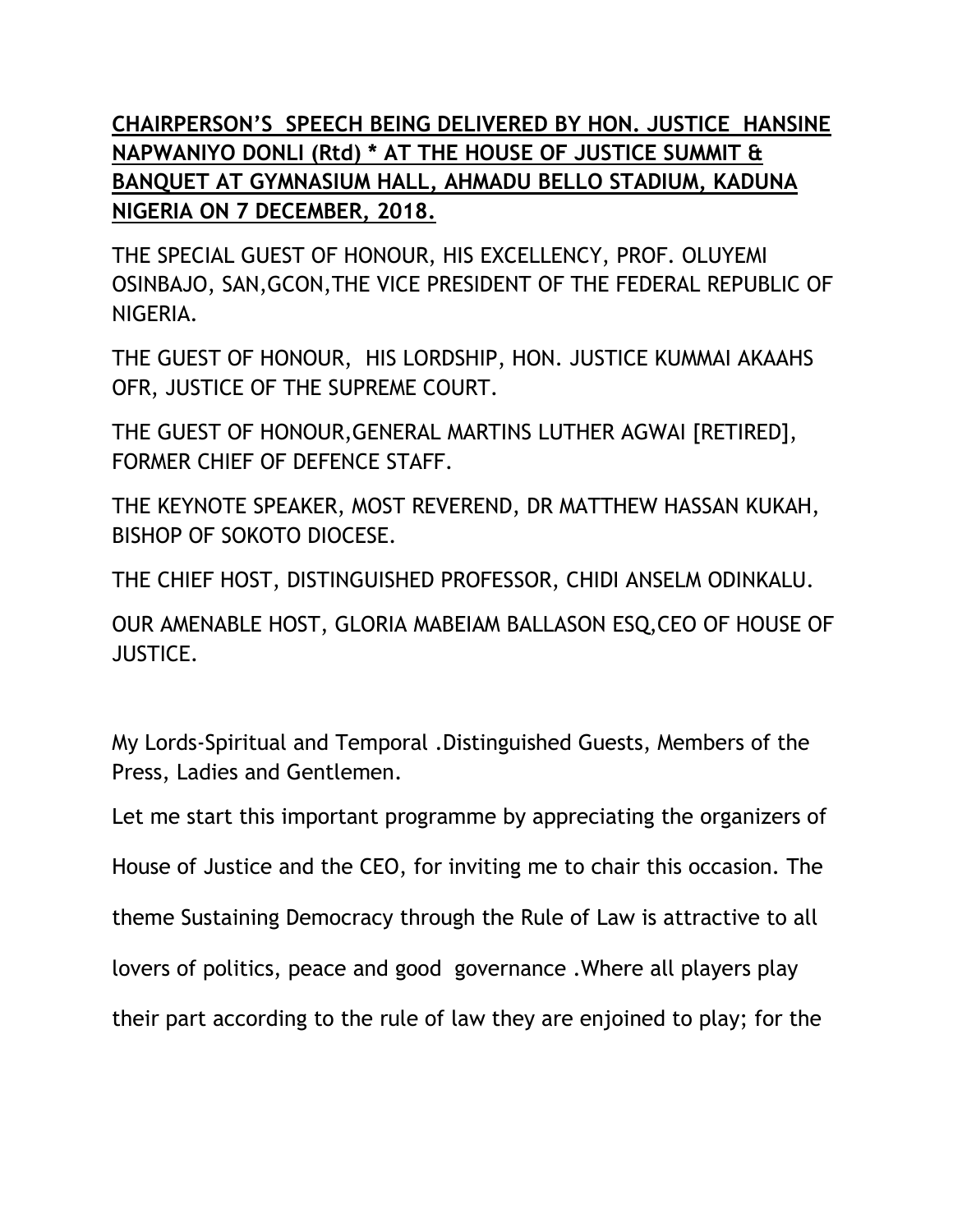**CHAIRPERSON'S SPEECH BEING DELIVERED BY HON. JUSTICE HANSINE NAPWANIYO DONLI (Rtd) * AT THE HOUSE OF JUSTICE SUMMIT & BANQUET AT GYMNASIUM HALL, AHMADU BELLO STADIUM, KADUNA NIGERIA ON 7 DECEMBER, 2018.**

THE SPECIAL GUEST OF HONOUR, HIS EXCELLENCY, PROF. OLUYEMI OSINBAJO, SAN,GCON,THE VICE PRESIDENT OF THE FEDERAL REPUBLIC OF NIGERIA.

THE GUEST OF HONOUR, HIS LORDSHIP, HON. JUSTICE KUMMAI AKAAHS OFR, JUSTICE OF THE SUPREME COURT.

THE GUEST OF HONOUR,GENERAL MARTINS LUTHER AGWAI [RETIRED], FORMER CHIEF OF DEFENCE STAFF.

THE KEYNOTE SPEAKER, MOST REVEREND, DR MATTHEW HASSAN KUKAH, BISHOP OF SOKOTO DIOCESE.

THE CHIEF HOST, DISTINGUISHED PROFESSOR, CHIDI ANSELM ODINKALU.

OUR AMENABLE HOST, GLORIA MABEIAM BALLASON ESQ,CEO OF HOUSE OF JUSTICE.

My Lords-Spiritual and Temporal .Distinguished Guests, Members of the Press, Ladies and Gentlemen.

Let me start this important programme by appreciating the organizers of House of Justice and the CEO, for inviting me to chair this occasion. The theme Sustaining Democracy through the Rule of Law is attractive to all lovers of politics, peace and good governance .Where all players play their part according to the rule of law they are enjoined to play; for the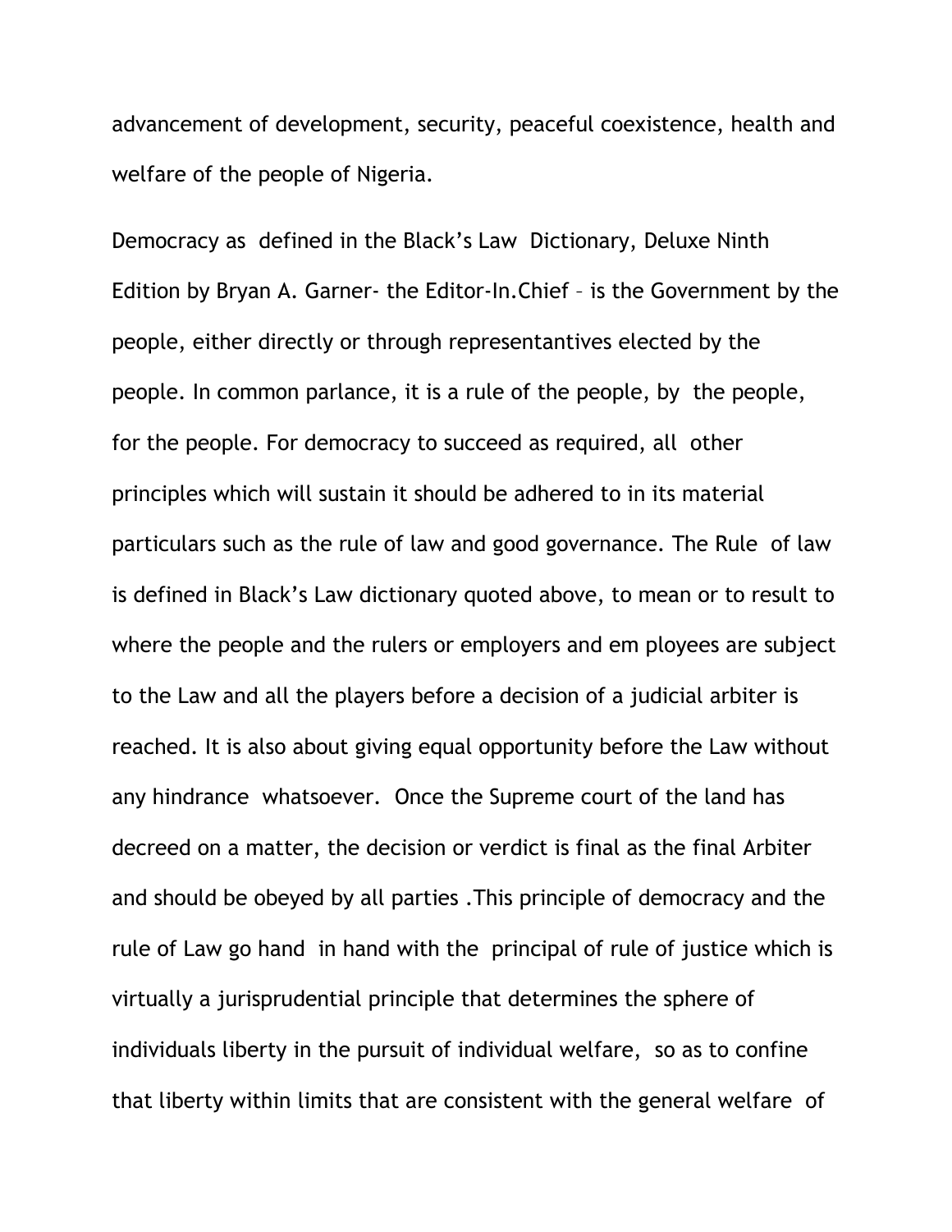advancement of development, security, peaceful coexistence, health and welfare of the people of Nigeria.

Democracy as defined in the Black's Law Dictionary, Deluxe Ninth Edition by Bryan A. Garner- the Editor-In.Chief – is the Government by the people, either directly or through representantives elected by the people. In common parlance, it is a rule of the people, by the people, for the people. For democracy to succeed as required, all other principles which will sustain it should be adhered to in its material particulars such as the rule of law and good governance. The Rule of law is defined in Black's Law dictionary quoted above, to mean or to result to where the people and the rulers or employers and em ployees are subject to the Law and all the players before a decision of a judicial arbiter is reached. It is also about giving equal opportunity before the Law without any hindrance whatsoever. Once the Supreme court of the land has decreed on a matter, the decision or verdict is final as the final Arbiter and should be obeyed by all parties .This principle of democracy and the rule of Law go hand in hand with the principal of rule of justice which is virtually a jurisprudential principle that determines the sphere of individuals liberty in the pursuit of individual welfare, so as to confine that liberty within limits that are consistent with the general welfare of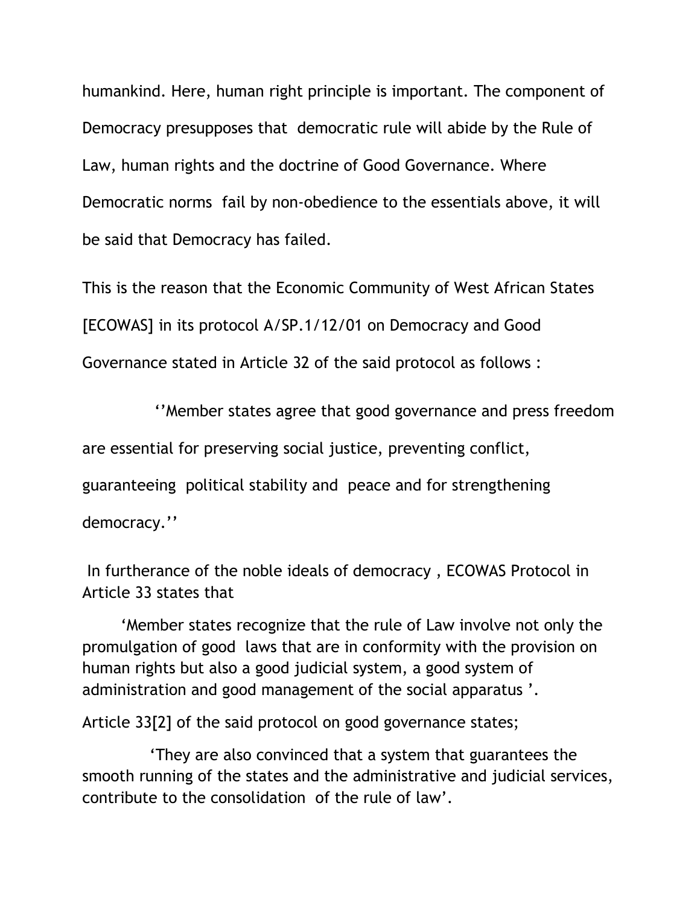humankind. Here, human right principle is important. The component of Democracy presupposes that democratic rule will abide by the Rule of Law, human rights and the doctrine of Good Governance. Where Democratic norms fail by non-obedience to the essentials above, it will be said that Democracy has failed.

This is the reason that the Economic Community of West African States [ECOWAS] in its protocol A/SP.1/12/01 on Democracy and Good Governance stated in Article 32 of the said protocol as follows :

> ''Member states agree that good governance and press freedom are essential for preserving social justice, preventing conflict, guaranteeing political stability and peace and for strengthening democracy.''

In furtherance of the noble ideals of democracy , ECOWAS Protocol in Article 33 states that

> 'Member states recognize that the rule of Law involve not only the promulgation of good laws that are in conformity with the provision on human rights but also a good judicial system, a good system of administration and good management of the social apparatus '.

Article 33[2] of the said protocol on good governance states;

> 'They are also convinced that a system that guarantees the smooth running of the states and the administrative and judicial services, contribute to the consolidation of the rule of law'.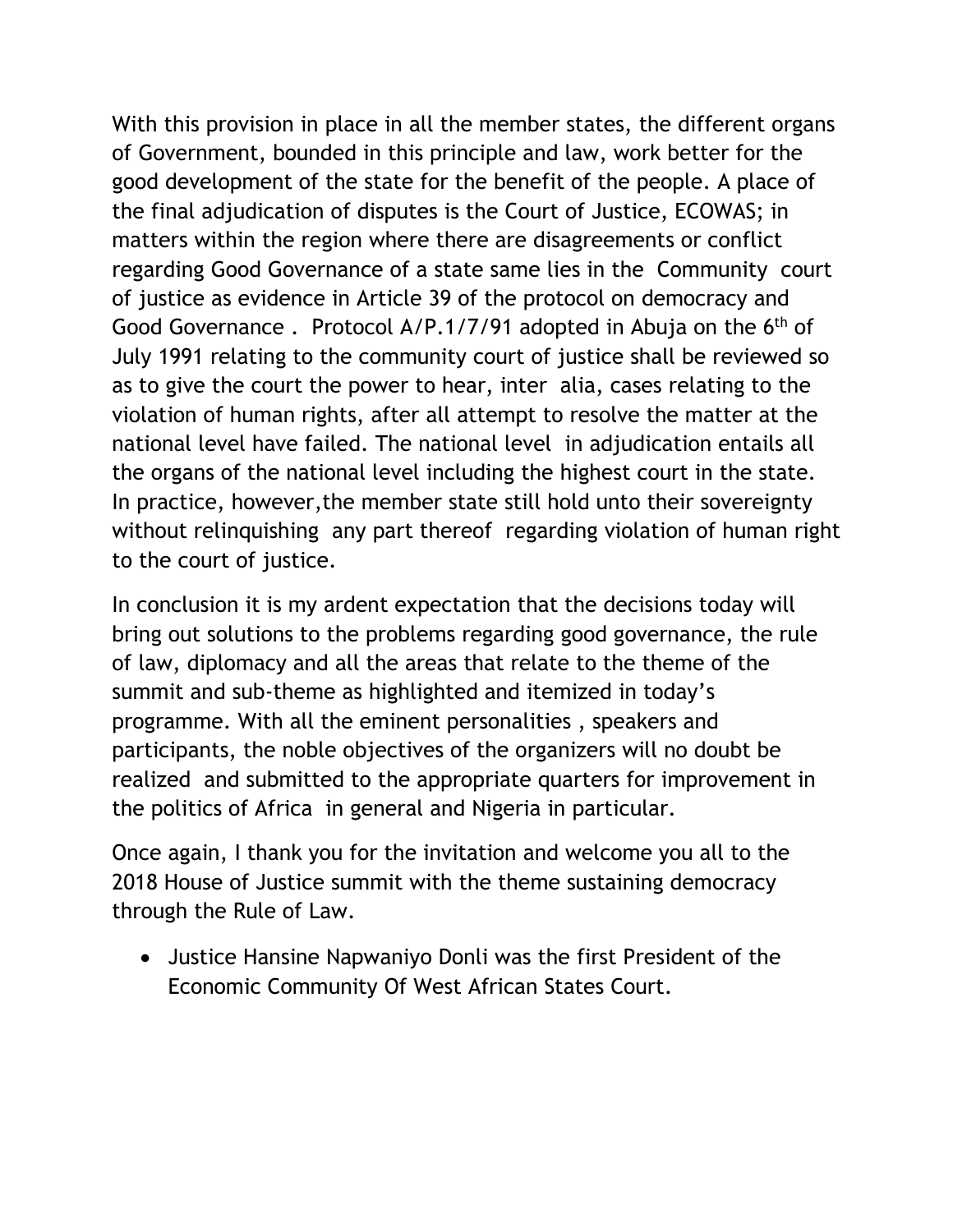With this provision in place in all the member states, the different organs of Government, bounded in this principle and law, work better for the good development of the state for the benefit of the people. A place of the final adjudication of disputes is the Court of Justice, ECOWAS; in matters within the region where there are disagreements or conflict regarding Good Governance of a state same lies in the Community court of justice as evidence in Article 39 of the protocol on democracy and Good Governance . Protocol A/P.1/7/91 adopted in Abuja on the 6th of July 1991 relating to the community court of justice shall be reviewed so as to give the court the power to hear, inter alia, cases relating to the violation of human rights, after all attempt to resolve the matter at the national level have failed. The national level in adjudication entails all the organs of the national level including the highest court in the state. In practice, however,the member state still hold unto their sovereignty without relinquishing any part thereof regarding violation of human right to the court of justice.

In conclusion it is my ardent expectation that the decisions today will bring out solutions to the problems regarding good governance, the rule of law, diplomacy and all the areas that relate to the theme of the summit and sub-theme as highlighted and itemized in today's programme. With all the eminent personalities , speakers and participants, the noble objectives of the organizers will no doubt be realized and submitted to the appropriate quarters for improvement in the politics of Africa in general and Nigeria in particular.

Once again, I thank you for the invitation and welcome you all to the 2018 House of Justice summit with the theme sustaining democracy through the Rule of Law.

- Justice Hansine Napwaniyo Donli was the first President of the Economic Community Of West African States Court.